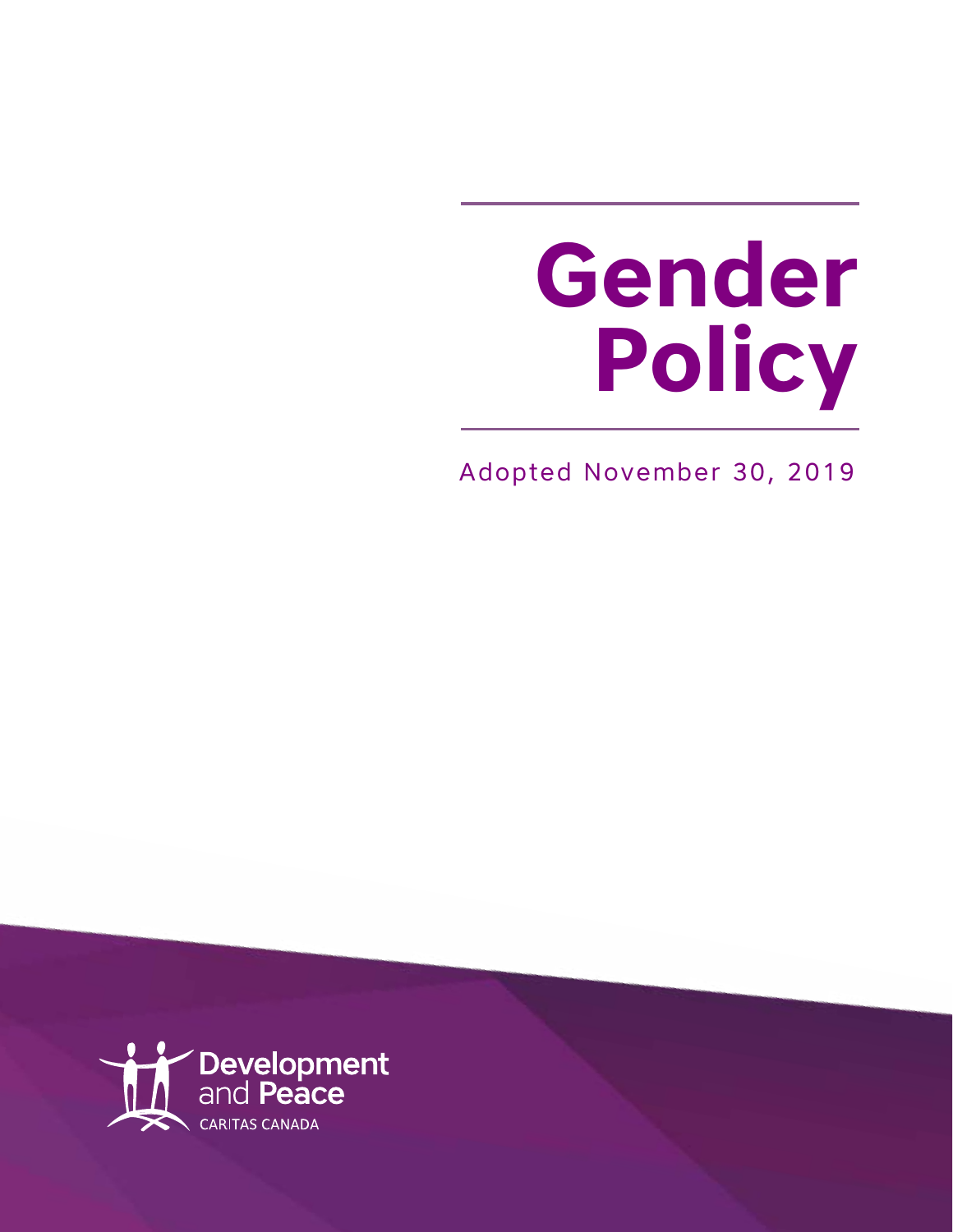# Gender Policy

Adopted November 30, 2019

Development and Peace
CARITAS CANADA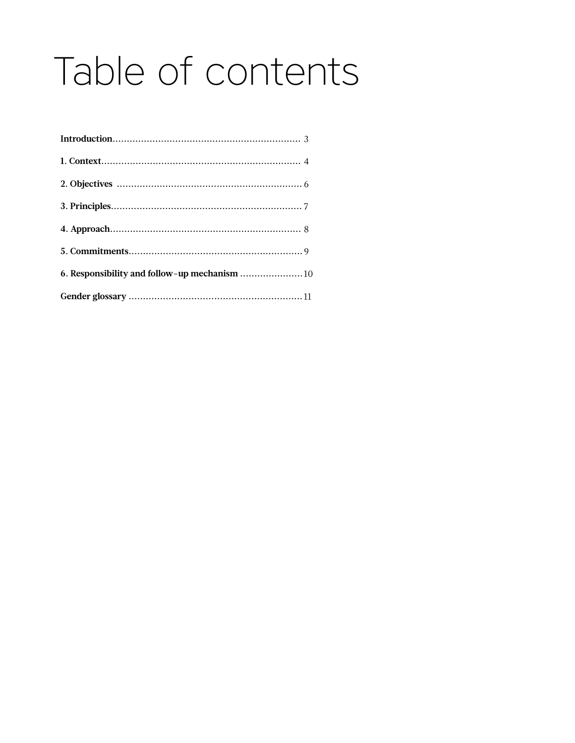# Table of contents

**Introduction**.................................................................. 3

**1. Context**...................................................................... 4

**2. Objectives** ................................................................. 6

**3. Principles**.................................................................. 7

**4. Approach**.................................................................. 8

**5. Commitments**............................................................ 9

**6. Responsibility and follow-up mechanism** ...................... 10

**Gender glossary** ............................................................ 11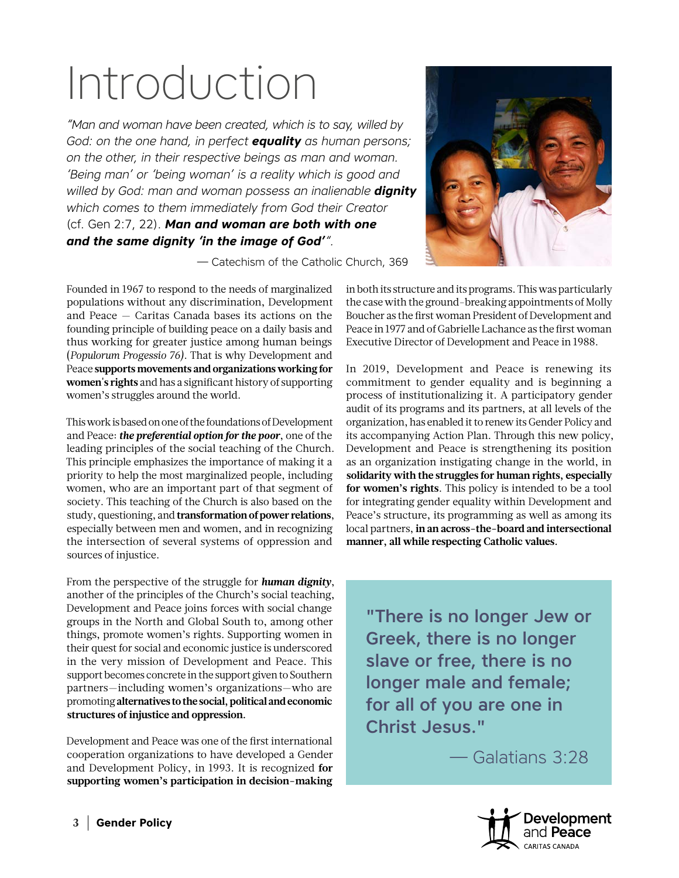# Introduction

*"Man and woman have been created, which is to say, willed by God: on the one hand, in perfect **equality** as human persons; on the other, in their respective beings as man and woman. 'Being man' or 'being woman' is a reality which is good and willed by God: man and woman possess an inalienable **dignity** which comes to them immediately from God their Creator* (cf. Gen 2:7, 22). ***Man and woman are both with one and the same dignity 'in the image of God'***".

— Catechism of the Catholic Church, 369

Founded in 1967 to respond to the needs of marginalized populations without any discrimination, Development and Peace — Caritas Canada bases its actions on the founding principle of building peace on a daily basis and thus working for greater justice among human beings (*Populorum Progessio 76)*. That is why Development and Peace **supports movements and organizations working for women's rights** and has a significant history of supporting women's struggles around the world.

This work is based on one of the foundations of Development and Peace: ***the preferential option for the poor***, one of the leading principles of the social teaching of the Church. This principle emphasizes the importance of making it a priority to help the most marginalized people, including women, who are an important part of that segment of society. This teaching of the Church is also based on the study, questioning, and **transformation of power relations**, especially between men and women, and in recognizing the intersection of several systems of oppression and sources of injustice.

From the perspective of the struggle for ***human dignity***, another of the principles of the Church's social teaching, Development and Peace joins forces with social change groups in the North and Global South to, among other things, promote women's rights. Supporting women in their quest for social and economic justice is underscored in the very mission of Development and Peace. This support becomes concrete in the support given to Southern partners—including women's organizations—who are promoting **alternatives to the social, political and economic structures of injustice and oppression**.

Development and Peace was one of the first international cooperation organizations to have developed a Gender and Development Policy, in 1993. It is recognized **for supporting women's participation in decision-making** in both its structure and its programs. This was particularly the case with the ground-breaking appointments of Molly Boucher as the first woman President of Development and Peace in 1977 and of Gabrielle Lachance as the first woman Executive Director of Development and Peace in 1988.

In 2019, Development and Peace is renewing its commitment to gender equality and is beginning a process of institutionalizing it. A participatory gender audit of its programs and its partners, at all levels of the organization, has enabled it to renew its Gender Policy and its accompanying Action Plan. Through this new policy, Development and Peace is strengthening its position as an organization instigating change in the world, in **solidarity with the struggles for human rights, especially for women's rights**. This policy is intended to be a tool for integrating gender equality within Development and Peace's structure, its programming as well as among its local partners, **in an across-the-board and intersectional manner, all while respecting Catholic values**.

> **"There is no longer Jew or Greek, there is no longer slave or free, there is no longer male and female; for all of you are one in Christ Jesus."**
>
> — Galatians 3:28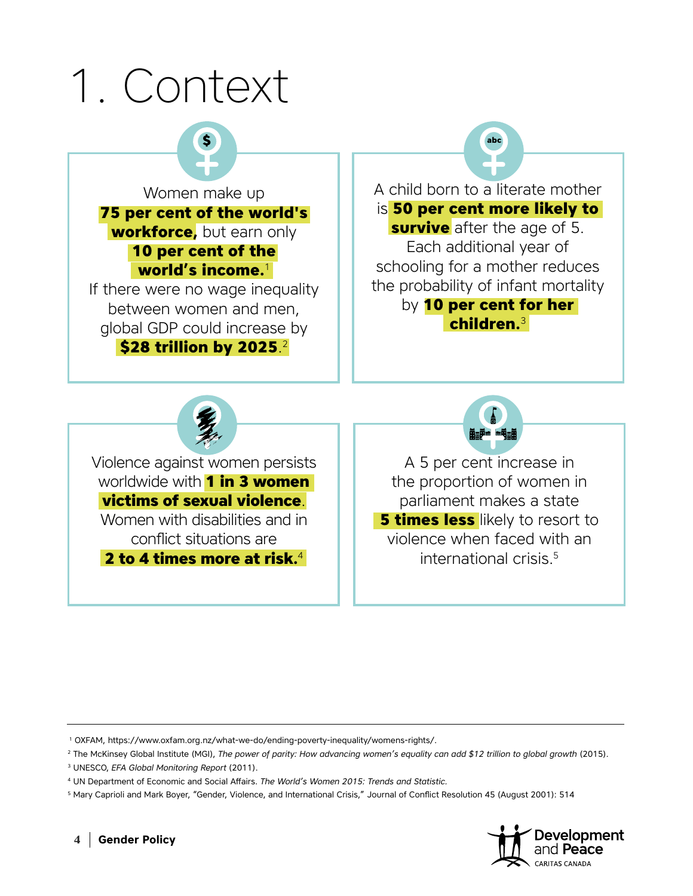# 1. Context

Women make up **75 per cent of the world's workforce,** but earn only **10 per cent of the world's income.**[1] If there were no wage inequality between women and men, global GDP could increase by **$28 trillion by 2025**.[2]

A child born to a literate mother is **50 per cent more likely to survive** after the age of 5. Each additional year of schooling for a mother reduces the probability of infant mortality by **10 per cent for her children.**[3]

Violence against women persists worldwide with **1 in 3 women victims of sexual violence**. Women with disabilities and in conflict situations are **2 to 4 times more at risk.**[4]

A 5 per cent increase in the proportion of women in parliament makes a state **5 times less** likely to resort to violence when faced with an international crisis.[5]

---

[1] OXFAM, https://www.oxfam.org.nz/what-we-do/ending-poverty-inequality/womens-rights/.

[2] The McKinsey Global Institute (MGI), *The power of parity: How advancing women's equality can add $12 trillion to global growth* (2015).

[3] UNESCO, *EFA Global Monitoring Report* (2011).

[4] UN Department of Economic and Social Affairs. *The World's Women 2015: Trends and Statistic.*

[5] Mary Caprioli and Mark Boyer, "Gender, Violence, and International Crisis," Journal of Conflict Resolution 45 (August 2001): 514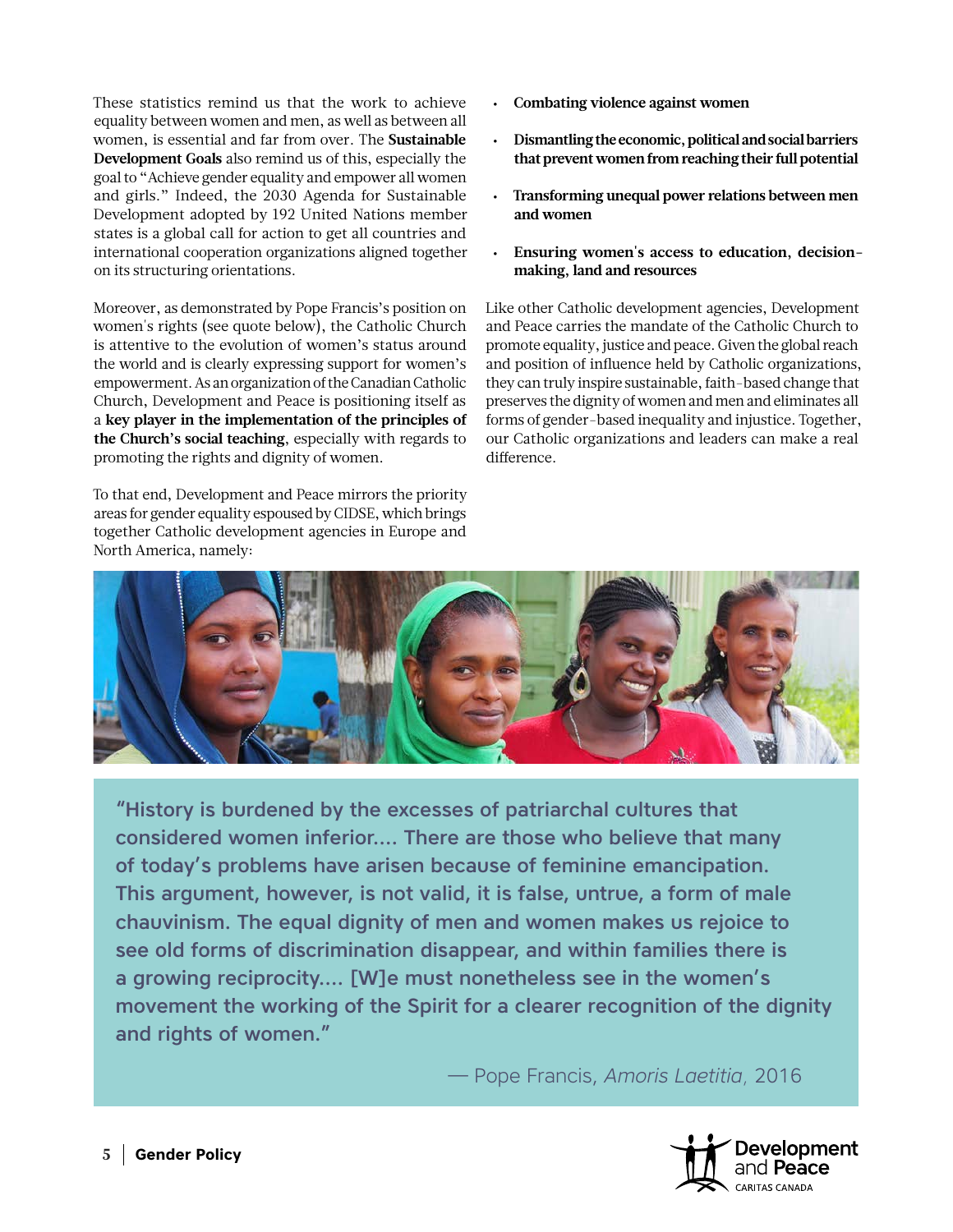These statistics remind us that the work to achieve equality between women and men, as well as between all women, is essential and far from over. The **Sustainable Development Goals** also remind us of this, especially the goal to "Achieve gender equality and empower all women and girls." Indeed, the 2030 Agenda for Sustainable Development adopted by 192 United Nations member states is a global call for action to get all countries and international cooperation organizations aligned together on its structuring orientations.

Moreover, as demonstrated by Pope Francis's position on women's rights (see quote below), the Catholic Church is attentive to the evolution of women's status around the world and is clearly expressing support for women's empowerment. As an organization of the Canadian Catholic Church, Development and Peace is positioning itself as a **key player in the implementation of the principles of the Church's social teaching**, especially with regards to promoting the rights and dignity of women.

To that end, Development and Peace mirrors the priority areas for gender equality espoused by CIDSE, which brings together Catholic development agencies in Europe and North America, namely:

- **Combating violence against women**
- **Dismantling the economic, political and social barriers that prevent women from reaching their full potential**
- **Transforming unequal power relations between men and women**
- **Ensuring women's access to education, decision-making, land and resources**

Like other Catholic development agencies, Development and Peace carries the mandate of the Catholic Church to promote equality, justice and peace. Given the global reach and position of influence held by Catholic organizations, they can truly inspire sustainable, faith-based change that preserves the dignity of women and men and eliminates all forms of gender-based inequality and injustice. Together, our Catholic organizations and leaders can make a real difference.

> "History is burdened by the excesses of patriarchal cultures that considered women inferior.... There are those who believe that many of today's problems have arisen because of feminine emancipation. This argument, however, is not valid, it is false, untrue, a form of male chauvinism. The equal dignity of men and women makes us rejoice to see old forms of discrimination disappear, and within families there is a growing reciprocity.... [W]e must nonetheless see in the women's movement the working of the Spirit for a clearer recognition of the dignity and rights of women."
>
> — Pope Francis, *Amoris Laetitia*, 2016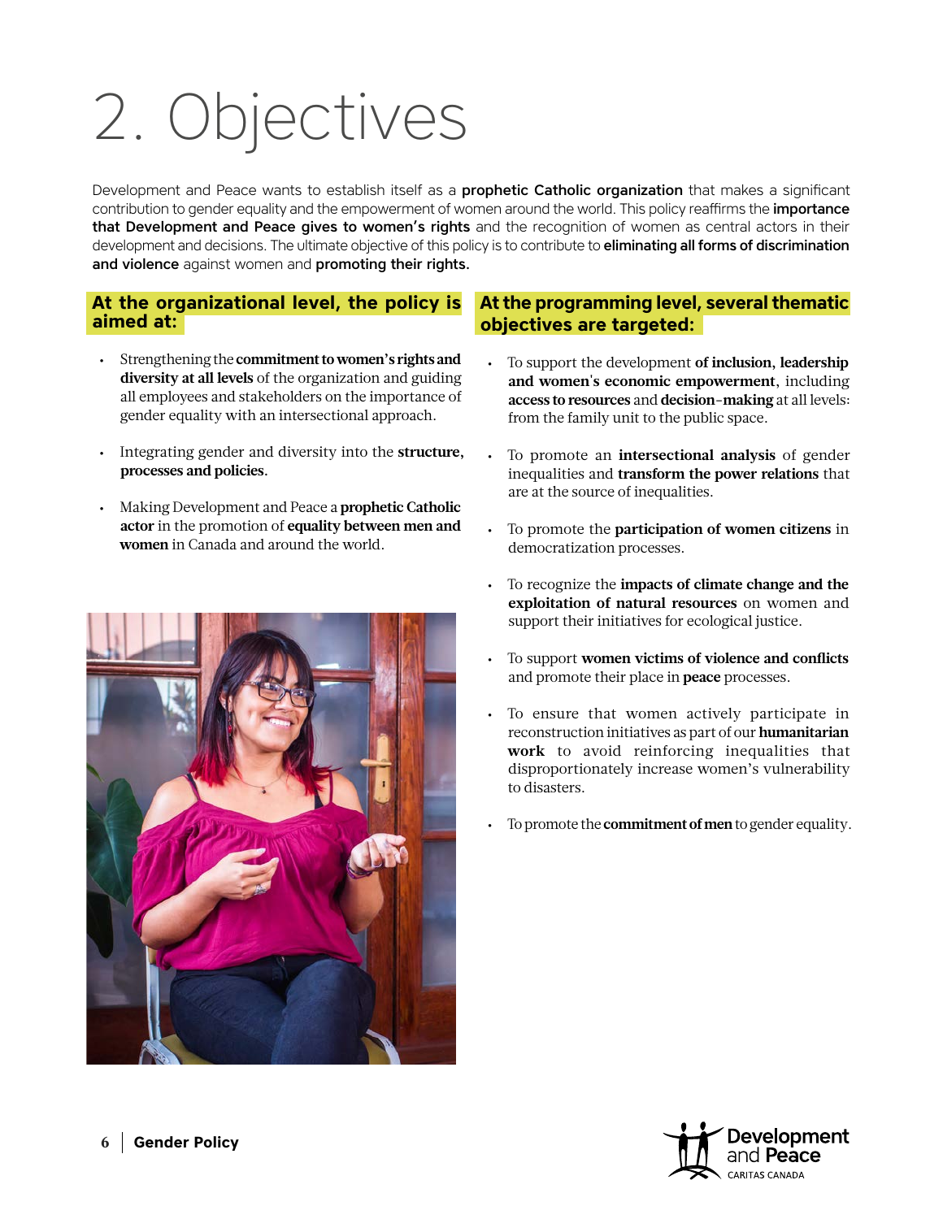# 2. Objectives

Development and Peace wants to establish itself as a **prophetic Catholic organization** that makes a significant contribution to gender equality and the empowerment of women around the world. This policy reaffirms the **importance that Development and Peace gives to women's rights** and the recognition of women as central actors in their development and decisions. The ultimate objective of this policy is to contribute to **eliminating all forms of discrimination and violence** against women and **promoting their rights.**

## At the organizational level, the policy is aimed at:

- Strengthening the **commitment to women's rights and diversity at all levels** of the organization and guiding all employees and stakeholders on the importance of gender equality with an intersectional approach.
- Integrating gender and diversity into the **structure, processes and policies.**
- Making Development and Peace a **prophetic Catholic actor** in the promotion of **equality between men and women** in Canada and around the world.

## At the programming level, several thematic objectives are targeted:

- To support the development **of inclusion, leadership and women's economic empowerment**, including **access to resources** and **decision-making** at all levels: from the family unit to the public space.
- To promote an **intersectional analysis** of gender inequalities and **transform the power relations** that are at the source of inequalities.
- To promote the **participation of women citizens** in democratization processes.
- To recognize the **impacts of climate change and the exploitation of natural resources** on women and support their initiatives for ecological justice.
- To support **women victims of violence and conflicts** and promote their place in **peace** processes.
- To ensure that women actively participate in reconstruction initiatives as part of our **humanitarian work** to avoid reinforcing inequalities that disproportionately increase women's vulnerability to disasters.
- To promote the **commitment of men** to gender equality.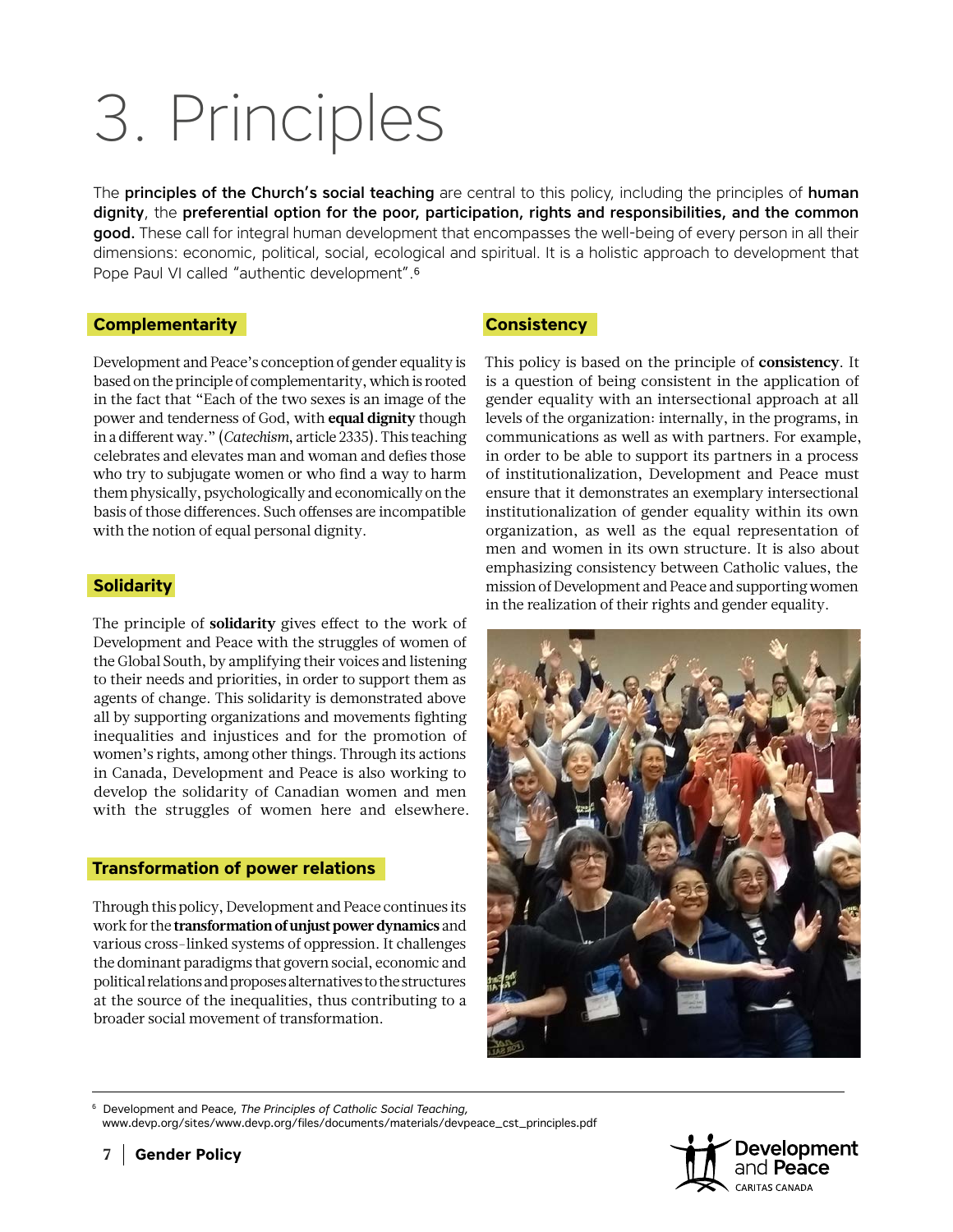# 3. Principles

The **principles of the Church's social teaching** are central to this policy, including the principles of **human dignity**, the **preferential option for the poor, participation, rights and responsibilities, and the common good.** These call for integral human development that encompasses the well-being of every person in all their dimensions: economic, political, social, ecological and spiritual. It is a holistic approach to development that Pope Paul VI called "authentic development".[6]

## Complementarity

Development and Peace's conception of gender equality is based on the principle of complementarity, which is rooted in the fact that "Each of the two sexes is an image of the power and tenderness of God, with **equal dignity** though in a different way." (*Catechism*, article 2335). This teaching celebrates and elevates man and woman and defies those who try to subjugate women or who find a way to harm them physically, psychologically and economically on the basis of those differences. Such offenses are incompatible with the notion of equal personal dignity.

## Solidarity

The principle of **solidarity** gives effect to the work of Development and Peace with the struggles of women of the Global South, by amplifying their voices and listening to their needs and priorities, in order to support them as agents of change. This solidarity is demonstrated above all by supporting organizations and movements fighting inequalities and injustices and for the promotion of women's rights, among other things. Through its actions in Canada, Development and Peace is also working to develop the solidarity of Canadian women and men with the struggles of women here and elsewhere.

## Transformation of power relations

Through this policy, Development and Peace continues its work for the **transformation of unjust power dynamics** and various cross-linked systems of oppression. It challenges the dominant paradigms that govern social, economic and political relations and proposes alternatives to the structures at the source of the inequalities, thus contributing to a broader social movement of transformation.

## Consistency

This policy is based on the principle of **consistency**. It is a question of being consistent in the application of gender equality with an intersectional approach at all levels of the organization: internally, in the programs, in communications as well as with partners. For example, in order to be able to support its partners in a process of institutionalization, Development and Peace must ensure that it demonstrates an exemplary intersectional institutionalization of gender equality within its own organization, as well as the equal representation of men and women in its own structure. It is also about emphasizing consistency between Catholic values, the mission of Development and Peace and supporting women in the realization of their rights and gender equality.

---

[6] Development and Peace, *The Principles of Catholic Social Teaching*, www.devp.org/sites/www.devp.org/files/documents/materials/devpeace_cst_principles.pdf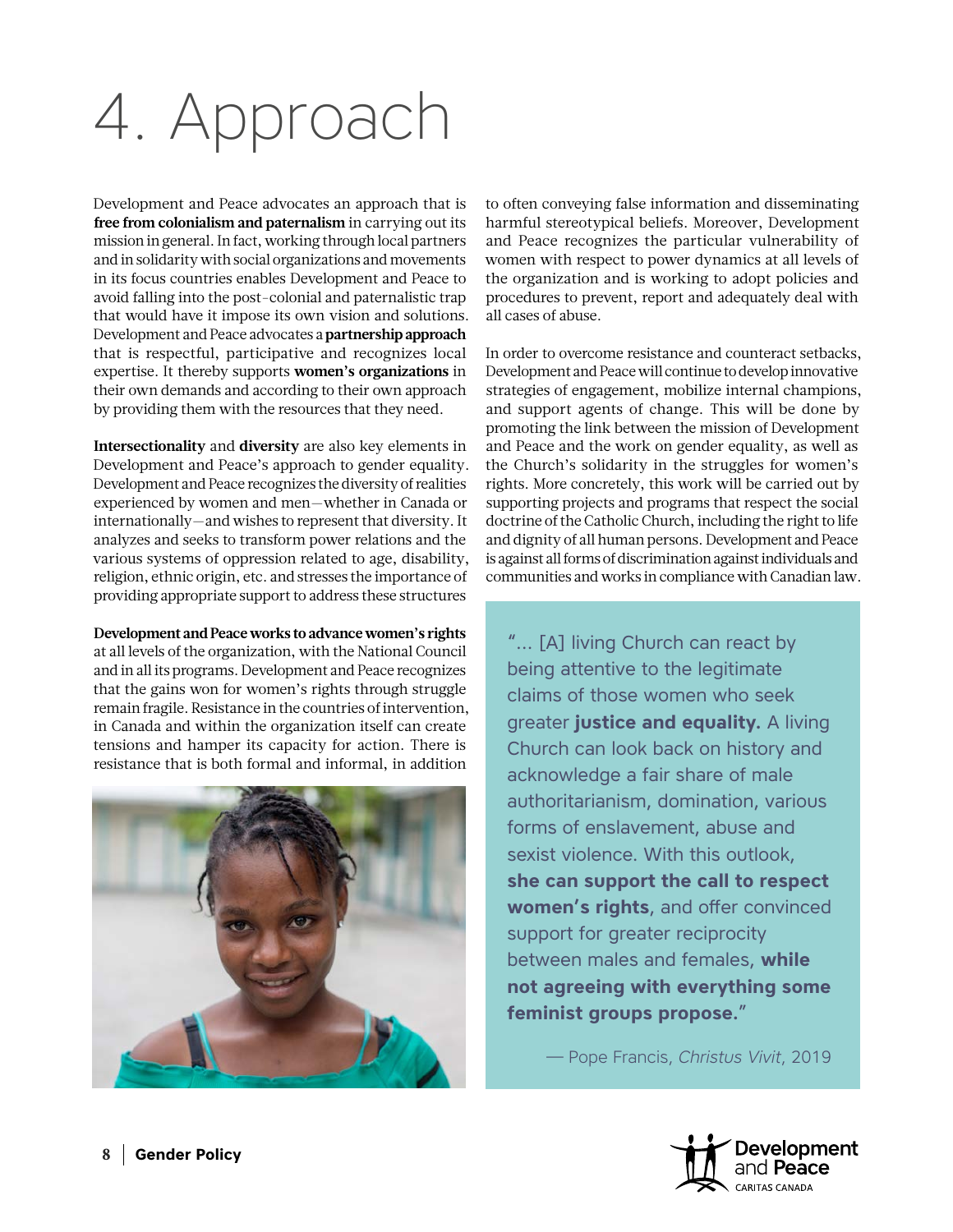# 4. Approach

Development and Peace advocates an approach that is **free from colonialism and paternalism** in carrying out its mission in general. In fact, working through local partners and in solidarity with social organizations and movements in its focus countries enables Development and Peace to avoid falling into the post-colonial and paternalistic trap that would have it impose its own vision and solutions. Development and Peace advocates a **partnership approach** that is respectful, participative and recognizes local expertise. It thereby supports **women's organizations** in their own demands and according to their own approach by providing them with the resources that they need.

**Intersectionality** and **diversity** are also key elements in Development and Peace's approach to gender equality. Development and Peace recognizes the diversity of realities experienced by women and men—whether in Canada or internationally—and wishes to represent that diversity. It analyzes and seeks to transform power relations and the various systems of oppression related to age, disability, religion, ethnic origin, etc. and stresses the importance of providing appropriate support to address these structures

**Development and Peace works to advance women's rights** at all levels of the organization, with the National Council and in all its programs. Development and Peace recognizes that the gains won for women's rights through struggle remain fragile. Resistance in the countries of intervention, in Canada and within the organization itself can create tensions and hamper its capacity for action. There is resistance that is both formal and informal, in addition to often conveying false information and disseminating harmful stereotypical beliefs. Moreover, Development and Peace recognizes the particular vulnerability of women with respect to power dynamics at all levels of the organization and is working to adopt policies and procedures to prevent, report and adequately deal with all cases of abuse.

In order to overcome resistance and counteract setbacks, Development and Peace will continue to develop innovative strategies of engagement, mobilize internal champions, and support agents of change. This will be done by promoting the link between the mission of Development and Peace and the work on gender equality, as well as the Church's solidarity in the struggles for women's rights. More concretely, this work will be carried out by supporting projects and programs that respect the social doctrine of the Catholic Church, including the right to life and dignity of all human persons. Development and Peace is against all forms of discrimination against individuals and communities and works in compliance with Canadian law.

> "… [A] living Church can react by being attentive to the legitimate claims of those women who seek greater **justice and equality.** A living Church can look back on history and acknowledge a fair share of male authoritarianism, domination, various forms of enslavement, abuse and sexist violence. With this outlook, **she can support the call to respect women's rights**, and offer convinced support for greater reciprocity between males and females, **while not agreeing with everything some feminist groups propose.**"
>
> — Pope Francis, *Christus Vivit*, 2019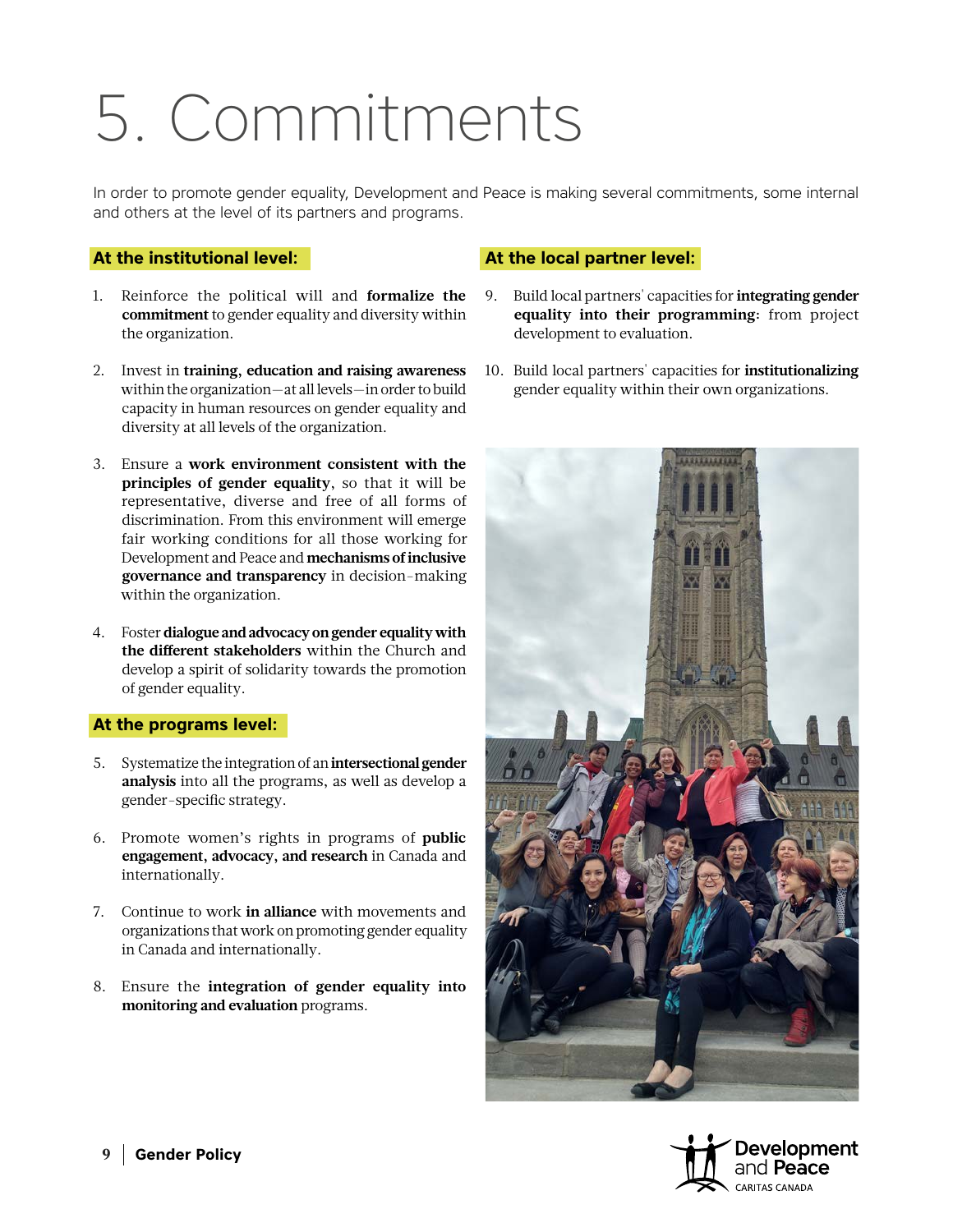# 5. Commitments

In order to promote gender equality, Development and Peace is making several commitments, some internal and others at the level of its partners and programs.

**At the institutional level:**

1. Reinforce the political will and **formalize the commitment** to gender equality and diversity within the organization.

2. Invest in **training, education and raising awareness** within the organization—at all levels—in order to build capacity in human resources on gender equality and diversity at all levels of the organization.

3. Ensure a **work environment consistent with the principles of gender equality**, so that it will be representative, diverse and free of all forms of discrimination. From this environment will emerge fair working conditions for all those working for Development and Peace and **mechanisms of inclusive governance and transparency** in decision-making within the organization.

4. Foster **dialogue and advocacy on gender equality with the different stakeholders** within the Church and develop a spirit of solidarity towards the promotion of gender equality.

**At the programs level:**

5. Systematize the integration of an **intersectional gender analysis** into all the programs, as well as develop a gender-specific strategy.

6. Promote women's rights in programs of **public engagement, advocacy, and research** in Canada and internationally.

7. Continue to work **in alliance** with movements and organizations that work on promoting gender equality in Canada and internationally.

8. Ensure the **integration of gender equality into monitoring and evaluation** programs.

**At the local partner level:**

9. Build local partners' capacities for **integrating gender equality into their programming**: from project development to evaluation.

10. Build local partners' capacities for **institutionalizing** gender equality within their own organizations.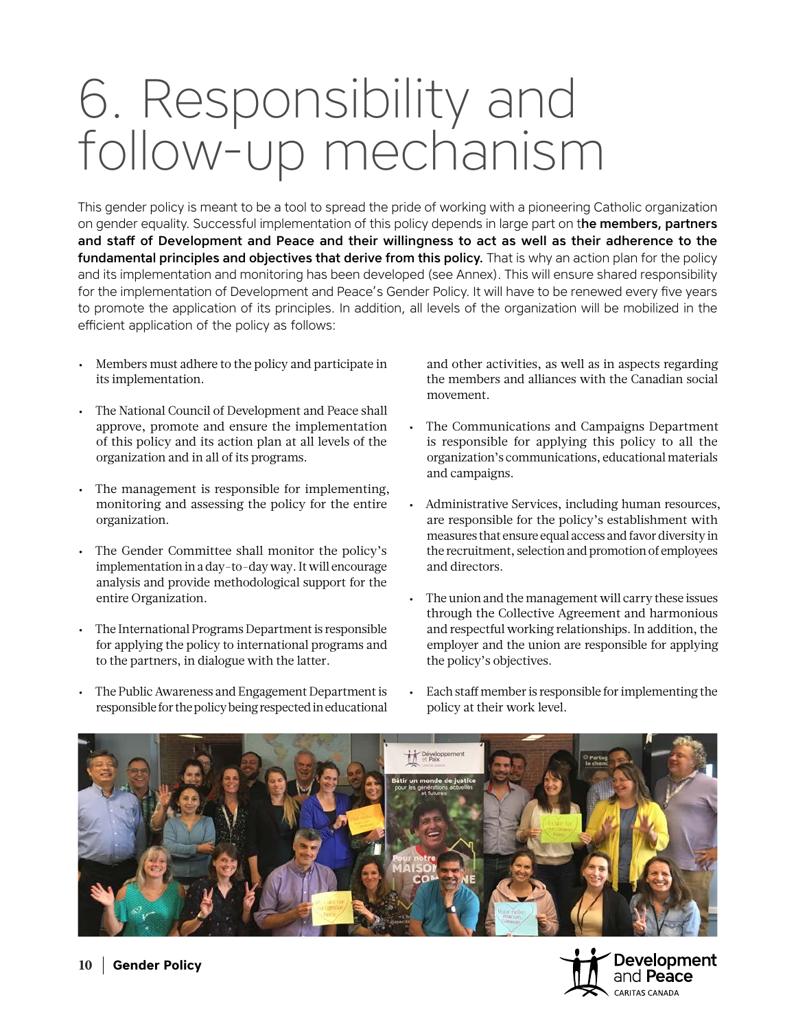# 6. Responsibility and follow-up mechanism

This gender policy is meant to be a tool to spread the pride of working with a pioneering Catholic organization on gender equality. Successful implementation of this policy depends in large part on t**he members, partners and staff of Development and Peace and their willingness to act as well as their adherence to the fundamental principles and objectives that derive from this policy.** That is why an action plan for the policy and its implementation and monitoring has been developed (see Annex). This will ensure shared responsibility for the implementation of Development and Peace's Gender Policy. It will have to be renewed every five years to promote the application of its principles. In addition, all levels of the organization will be mobilized in the efficient application of the policy as follows:

- Members must adhere to the policy and participate in its implementation.
- The National Council of Development and Peace shall approve, promote and ensure the implementation of this policy and its action plan at all levels of the organization and in all of its programs.
- The management is responsible for implementing, monitoring and assessing the policy for the entire organization.
- The Gender Committee shall monitor the policy's implementation in a day-to-day way. It will encourage analysis and provide methodological support for the entire Organization.
- The International Programs Department is responsible for applying the policy to international programs and to the partners, in dialogue with the latter.
- The Public Awareness and Engagement Department is responsible for the policy being respected in educational and other activities, as well as in aspects regarding the members and alliances with the Canadian social movement.
- The Communications and Campaigns Department is responsible for applying this policy to all the organization's communications, educational materials and campaigns.
- Administrative Services, including human resources, are responsible for the policy's establishment with measures that ensure equal access and favor diversity in the recruitment, selection and promotion of employees and directors.
- The union and the management will carry these issues through the Collective Agreement and harmonious and respectful working relationships. In addition, the employer and the union are responsible for applying the policy's objectives.
- Each staff member is responsible for implementing the policy at their work level.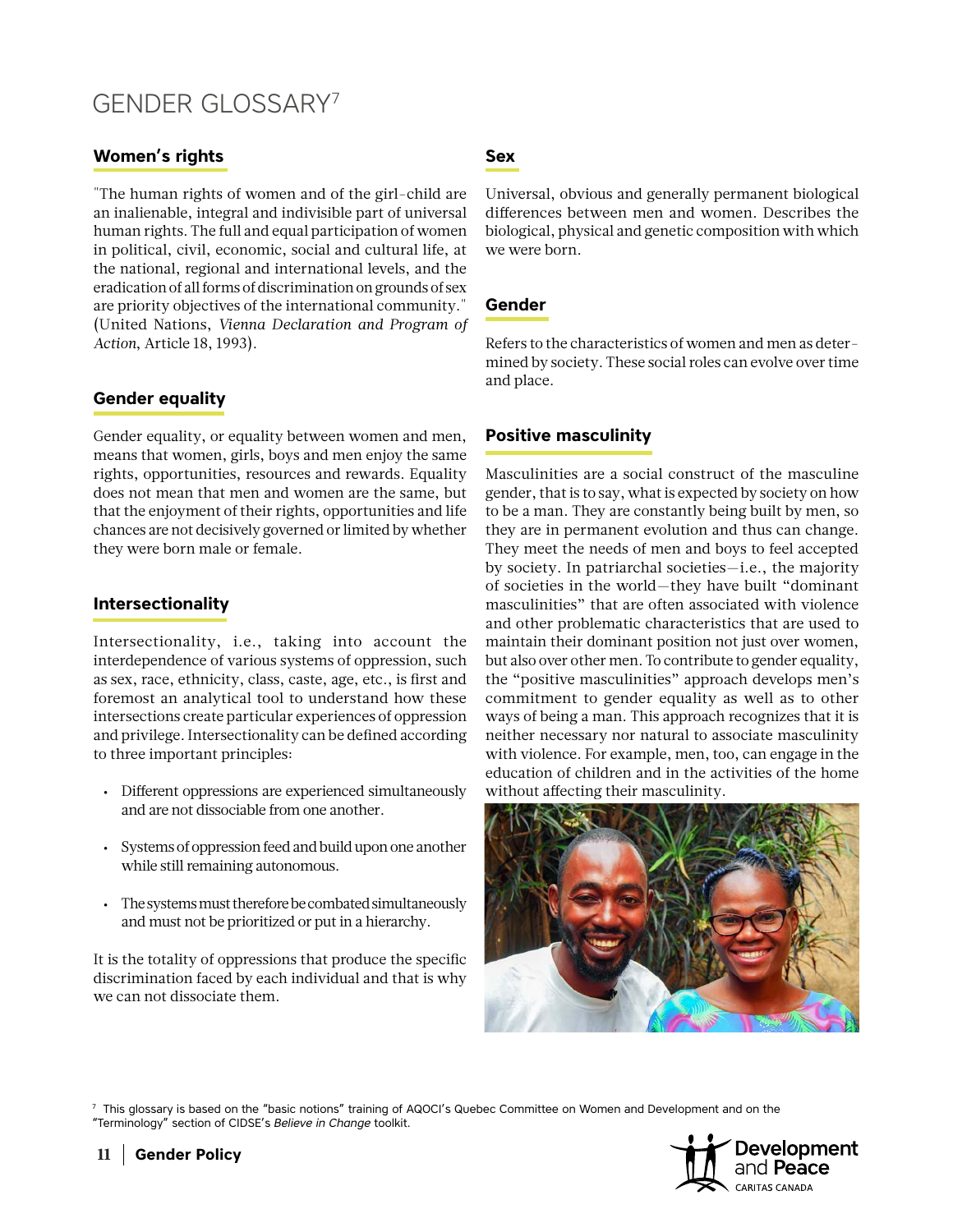# GENDER GLOSSARY[7]

## Women's rights

"The human rights of women and of the girl-child are an inalienable, integral and indivisible part of universal human rights. The full and equal participation of women in political, civil, economic, social and cultural life, at the national, regional and international levels, and the eradication of all forms of discrimination on grounds of sex are priority objectives of the international community." (United Nations, *Vienna Declaration and Program of Action*, Article 18, 1993).

## Gender equality

Gender equality, or equality between women and men, means that women, girls, boys and men enjoy the same rights, opportunities, resources and rewards. Equality does not mean that men and women are the same, but that the enjoyment of their rights, opportunities and life chances are not decisively governed or limited by whether they were born male or female.

## Intersectionality

Intersectionality, i.e., taking into account the interdependence of various systems of oppression, such as sex, race, ethnicity, class, caste, age, etc., is first and foremost an analytical tool to understand how these intersections create particular experiences of oppression and privilege. Intersectionality can be defined according to three important principles:

- Different oppressions are experienced simultaneously and are not dissociable from one another.
- Systems of oppression feed and build upon one another while still remaining autonomous.
- The systems must therefore be combated simultaneously and must not be prioritized or put in a hierarchy.

It is the totality of oppressions that produce the specific discrimination faced by each individual and that is why we can not dissociate them.

## Sex

Universal, obvious and generally permanent biological differences between men and women. Describes the biological, physical and genetic composition with which we were born.

## Gender

Refers to the characteristics of women and men as determined by society. These social roles can evolve over time and place.

## Positive masculinity

Masculinities are a social construct of the masculine gender, that is to say, what is expected by society on how to be a man. They are constantly being built by men, so they are in permanent evolution and thus can change. They meet the needs of men and boys to feel accepted by society. In patriarchal societies—i.e., the majority of societies in the world—they have built "dominant masculinities" that are often associated with violence and other problematic characteristics that are used to maintain their dominant position not just over women, but also over other men. To contribute to gender equality, the "positive masculinities" approach develops men's commitment to gender equality as well as to other ways of being a man. This approach recognizes that it is neither necessary nor natural to associate masculinity with violence. For example, men, too, can engage in the education of children and in the activities of the home without affecting their masculinity.

[7] This glossary is based on the "basic notions" training of AQOCI's Quebec Committee on Women and Development and on the "Terminology" section of CIDSE's *Believe in Change* toolkit.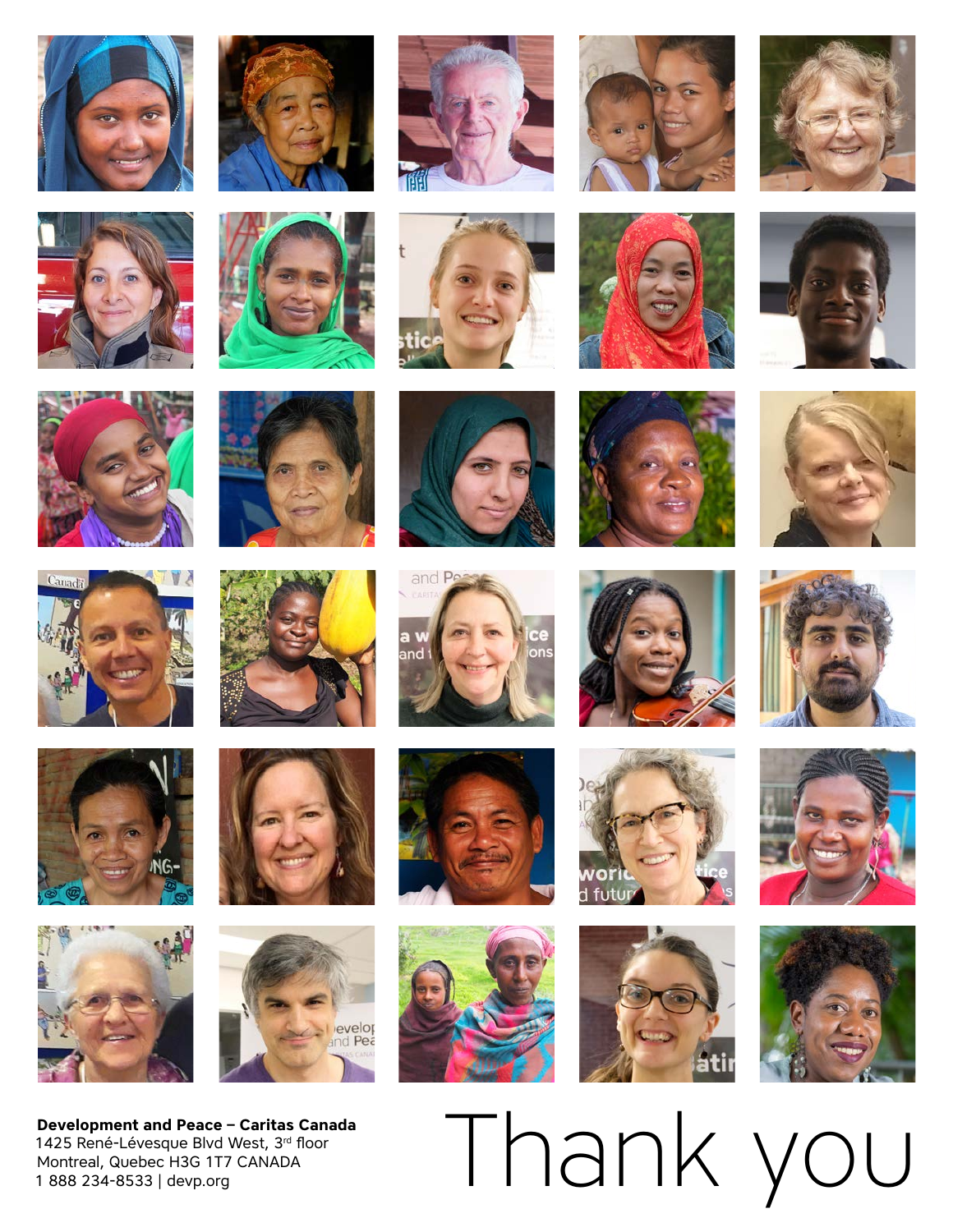**Development and Peace – Caritas Canada**
1425 René-Lévesque Blvd West, 3rd floor
Montreal, Quebec H3G 1T7 CANADA
1 888 234-8533 | devp.org

# Thank you